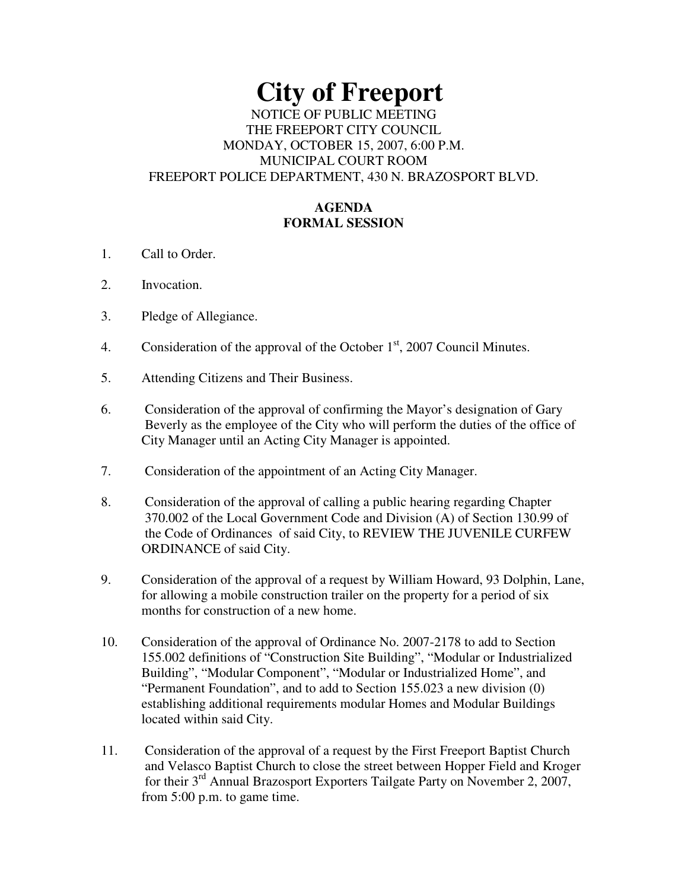# City of Freeport

NOTICE OF PUBLIC MEETING
THE FREEPORT CITY COUNCIL
MONDAY, OCTOBER 15, 2007, 6:00 P.M.
MUNICIPAL COURT ROOM
FREEPORT POLICE DEPARTMENT, 430 N. BRAZOSPORT BLVD.

**AGENDA**
**FORMAL SESSION**

1. Call to Order.

2. Invocation.

3. Pledge of Allegiance.

4. Consideration of the approval of the October 1st, 2007 Council Minutes.

5. Attending Citizens and Their Business.

6. Consideration of the approval of confirming the Mayor's designation of Gary Beverly as the employee of the City who will perform the duties of the office of City Manager until an Acting City Manager is appointed.

7. Consideration of the appointment of an Acting City Manager.

8. Consideration of the approval of calling a public hearing regarding Chapter 370.002 of the Local Government Code and Division (A) of Section 130.99 of the Code of Ordinances of said City, to REVIEW THE JUVENILE CURFEW ORDINANCE of said City.

9. Consideration of the approval of a request by William Howard, 93 Dolphin, Lane, for allowing a mobile construction trailer on the property for a period of six months for construction of a new home.

10. Consideration of the approval of Ordinance No. 2007-2178 to add to Section 155.002 definitions of "Construction Site Building", "Modular or Industrialized Building", "Modular Component", "Modular or Industrialized Home", and "Permanent Foundation", and to add to Section 155.023 a new division (0) establishing additional requirements modular Homes and Modular Buildings located within said City.

11. Consideration of the approval of a request by the First Freeport Baptist Church and Velasco Baptist Church to close the street between Hopper Field and Kroger for their 3rd Annual Brazosport Exporters Tailgate Party on November 2, 2007, from 5:00 p.m. to game time.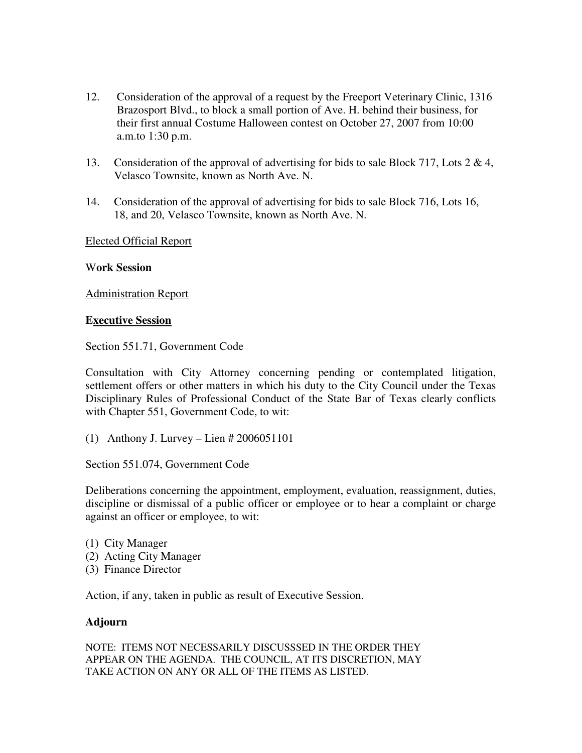12. Consideration of the approval of a request by the Freeport Veterinary Clinic, 1316 Brazosport Blvd., to block a small portion of Ave. H. behind their business, for their first annual Costume Halloween contest on October 27, 2007 from 10:00 a.m.to 1:30 p.m.

13. Consideration of the approval of advertising for bids to sale Block 717, Lots 2 & 4, Velasco Townsite, known as North Ave. N.

14. Consideration of the approval of advertising for bids to sale Block 716, Lots 16, 18, and 20, Velasco Townsite, known as North Ave. N.

Elected Official Report

**Work Session**

Administration Report

**Executive Session**

Section 551.71, Government Code

Consultation with City Attorney concerning pending or contemplated litigation, settlement offers or other matters in which his duty to the City Council under the Texas Disciplinary Rules of Professional Conduct of the State Bar of Texas clearly conflicts with Chapter 551, Government Code, to wit:

(1) Anthony J. Lurvey – Lien # 2006051101

Section 551.074, Government Code

Deliberations concerning the appointment, employment, evaluation, reassignment, duties, discipline or dismissal of a public officer or employee or to hear a complaint or charge against an officer or employee, to wit:

(1) City Manager
(2) Acting City Manager
(3) Finance Director

Action, if any, taken in public as result of Executive Session.

**Adjourn**

NOTE: ITEMS NOT NECESSARILY DISCUSSSED IN THE ORDER THEY APPEAR ON THE AGENDA. THE COUNCIL, AT ITS DISCRETION, MAY TAKE ACTION ON ANY OR ALL OF THE ITEMS AS LISTED.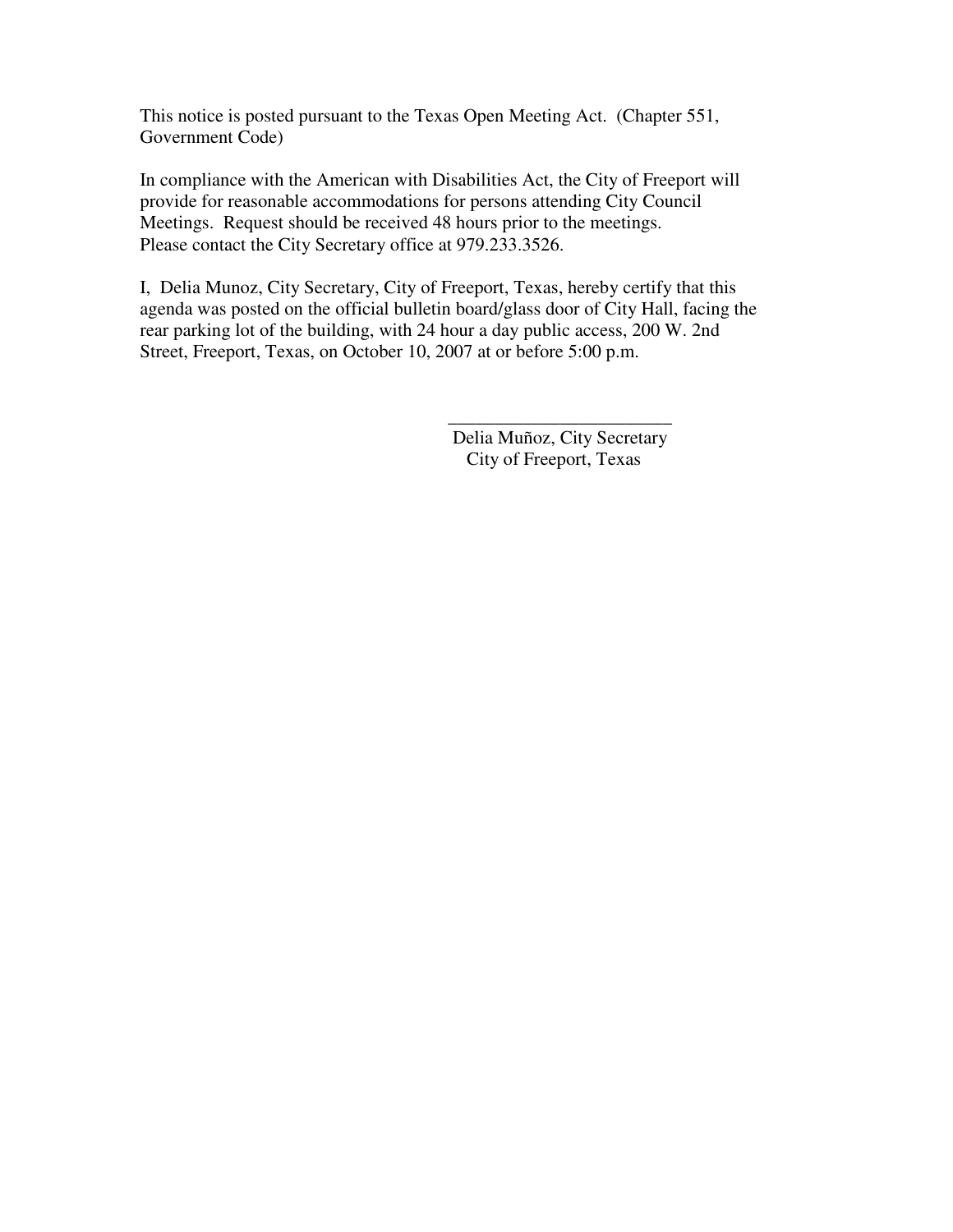This notice is posted pursuant to the Texas Open Meeting Act. (Chapter 551, Government Code)

In compliance with the American with Disabilities Act, the City of Freeport will provide for reasonable accommodations for persons attending City Council Meetings. Request should be received 48 hours prior to the meetings. Please contact the City Secretary office at 979.233.3526.

I, Delia Munoz, City Secretary, City of Freeport, Texas, hereby certify that this agenda was posted on the official bulletin board/glass door of City Hall, facing the rear parking lot of the building, with 24 hour a day public access, 200 W. 2nd Street, Freeport, Texas, on October 10, 2007 at or before 5:00 p.m.

________________________

Delia Muñoz, City Secretary
City of Freeport, Texas